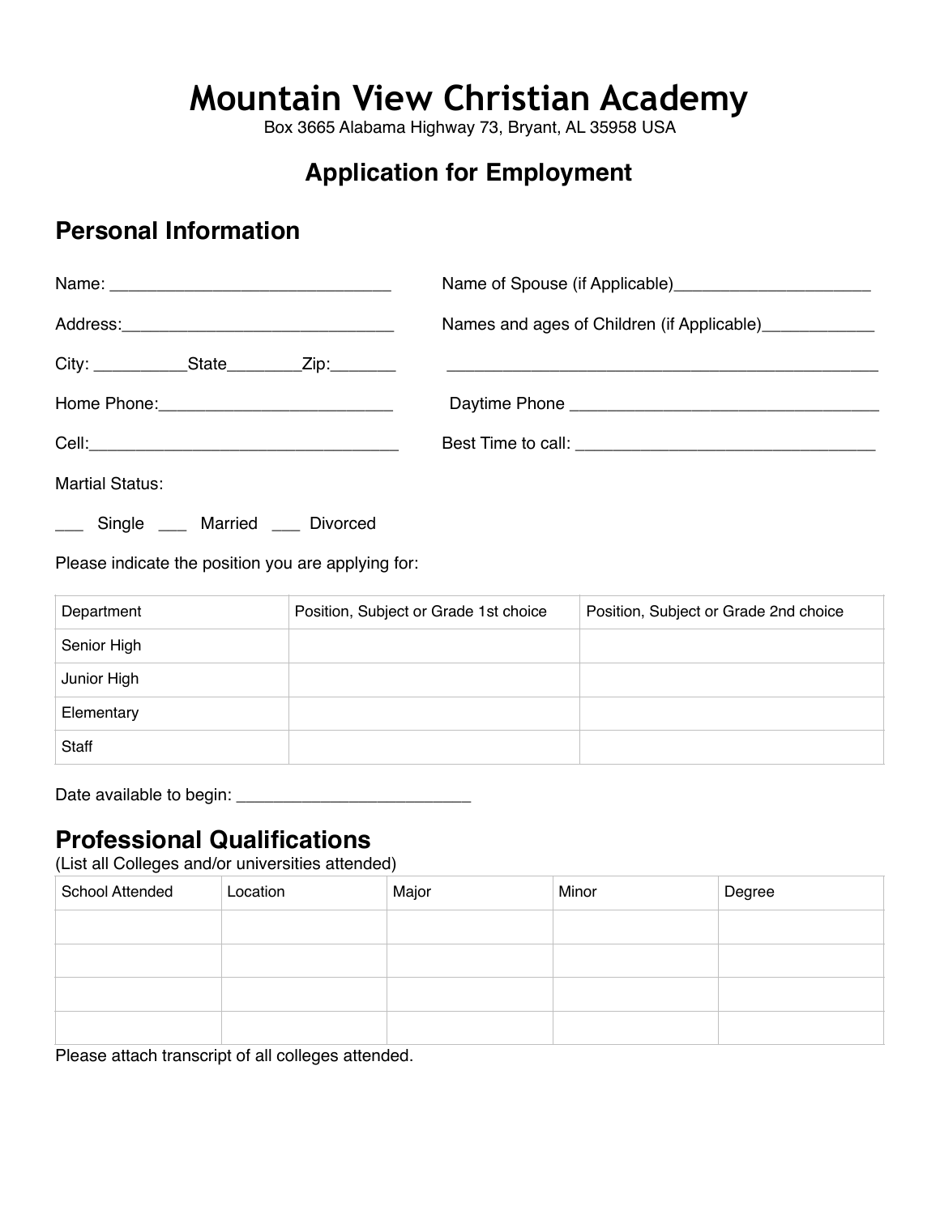# Mountain View Christian Academy

Box 3665 Alabama Highway 73, Bryant, AL 35958 USA

## Application for Employment

## Personal Information

Name: ______________________________

Name of Spouse (if Applicable)_____________________

Address:______________________________

Names and ages of Children (if Applicable)____________

City: __________State________Zip:_______

_______________________________________________

Home Phone:_________________________

Daytime Phone _________________________________

Cell:_________________________________

Best Time to call: ________________________________

Martial Status:

___ Single ___ Married ___ Divorced

Please indicate the position you are applying for:

| Department | Position, Subject or Grade 1st choice | Position, Subject or Grade 2nd choice |
| --- | --- | --- |
| Senior High | | |
| Junior High | | |
| Elementary | | |
| Staff | | |

Date available to begin: _________________________

## Professional Qualifications

(List all Colleges and/or universities attended)

| School Attended | Location | Major | Minor | Degree |
| --- | --- | --- | --- | --- |
| | | | | |
| | | | | |
| | | | | |
| | | | | |

Please attach transcript of all colleges attended.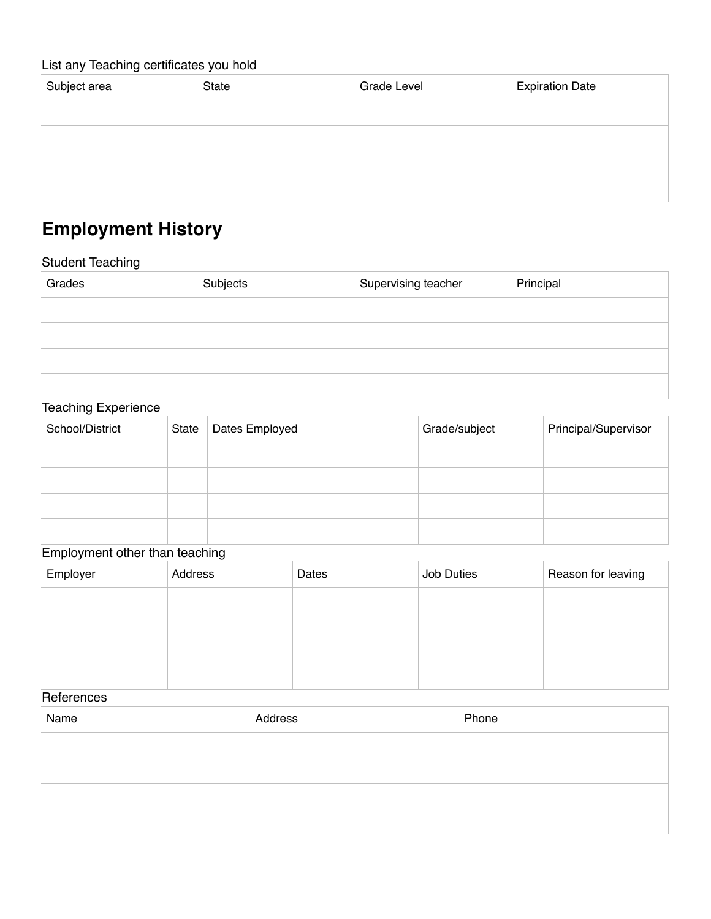List any Teaching certificates you hold

| Subject area | State | Grade Level | Expiration Date |
| --- | --- | --- | --- |
| | | | |
| | | | |
| | | | |
| | | | |

## Employment History

Student Teaching

| Grades | Subjects | Supervising teacher | Principal |
| --- | --- | --- | --- |
| | | | |
| | | | |
| | | | |
| | | | |

Teaching Experience

| School/District | State | Dates Employed | Grade/subject | Principal/Supervisor |
| --- | --- | --- | --- | --- |
| | | | | |
| | | | | |
| | | | | |
| | | | | |

Employment other than teaching

| Employer | Address | Dates | Job Duties | Reason for leaving |
| --- | --- | --- | --- | --- |
| | | | | |
| | | | | |
| | | | | |
| | | | | |

References

| Name | Address | Phone |
| --- | --- | --- |
| | | |
| | | |
| | | |
| | | |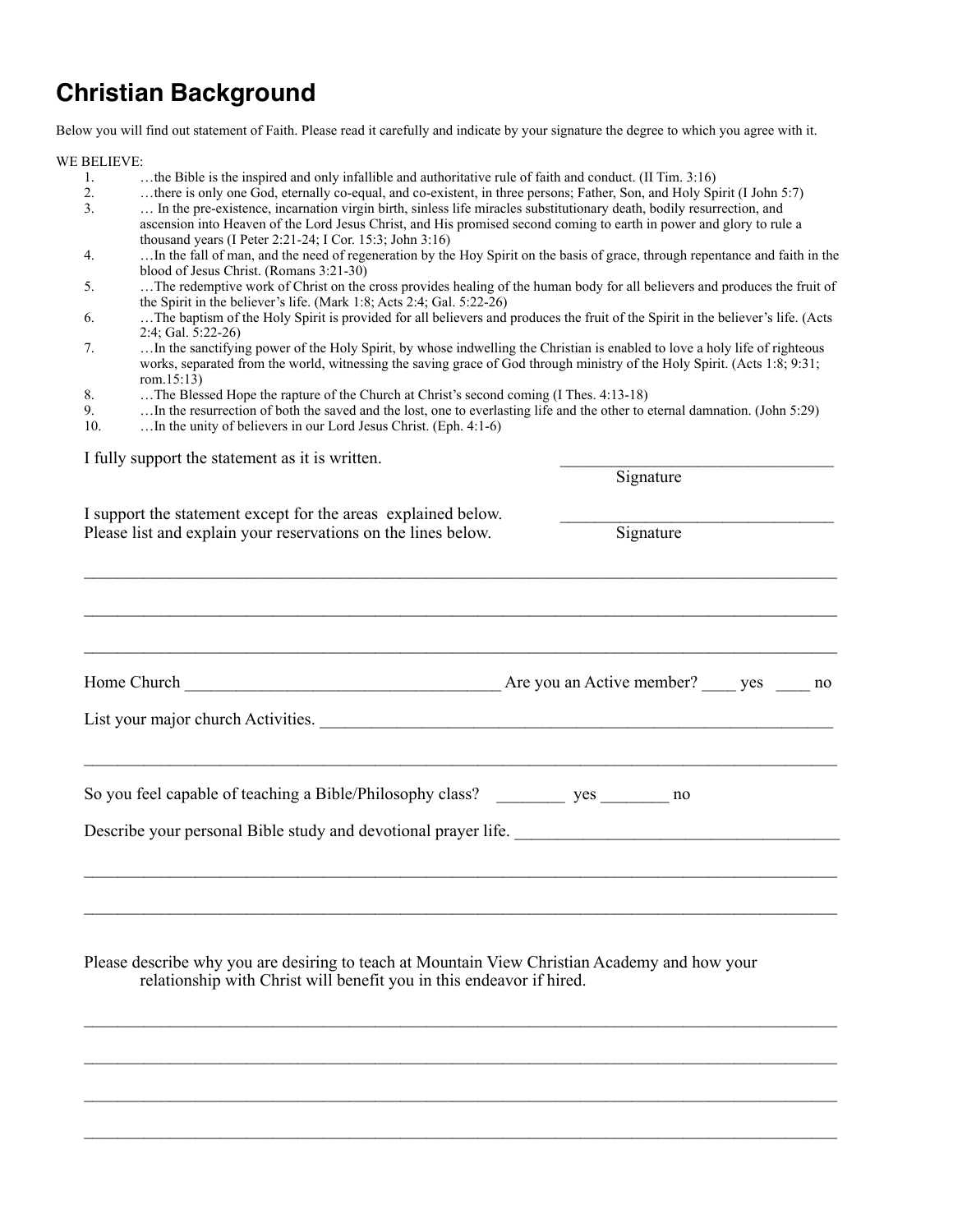# Christian Background

Below you will find out statement of Faith. Please read it carefully and indicate by your signature the degree to which you agree with it.

WE BELIEVE:

1. …the Bible is the inspired and only infallible and authoritative rule of faith and conduct. (II Tim. 3:16)
2. …there is only one God, eternally co-equal, and co-existent, in three persons; Father, Son, and Holy Spirit (I John 5:7)
3. … In the pre-existence, incarnation virgin birth, sinless life miracles substitutionary death, bodily resurrection, and ascension into Heaven of the Lord Jesus Christ, and His promised second coming to earth in power and glory to rule a thousand years (I Peter 2:21-24; I Cor. 15:3; John 3:16)
4. …In the fall of man, and the need of regeneration by the Hoy Spirit on the basis of grace, through repentance and faith in the blood of Jesus Christ. (Romans 3:21-30)
5. …The redemptive work of Christ on the cross provides healing of the human body for all believers and produces the fruit of the Spirit in the believer's life. (Mark 1:8; Acts 2:4; Gal. 5:22-26)
6. …The baptism of the Holy Spirit is provided for all believers and produces the fruit of the Spirit in the believer's life. (Acts 2:4; Gal. 5:22-26)
7. …In the sanctifying power of the Holy Spirit, by whose indwelling the Christian is enabled to love a holy life of righteous works, separated from the world, witnessing the saving grace of God through ministry of the Holy Spirit. (Acts 1:8; 9:31; rom.15:13)
8. …The Blessed Hope the rapture of the Church at Christ's second coming (I Thes. 4:13-18)
9. …In the resurrection of both the saved and the lost, one to everlasting life and the other to eternal damnation. (John 5:29)
10. …In the unity of believers in our Lord Jesus Christ. (Eph. 4:1-6)

I fully support the statement as it is written. _______________________________
Signature

I support the statement except for the areas explained below.
Please list and explain your reservations on the lines below. _______________________________
Signature

_____________________________________________________________________________________

_____________________________________________________________________________________

_____________________________________________________________________________________

Home Church ____________________________________ Are you an Active member? ____ yes ____ no

List your major church Activities. ___________________________________________________________

_____________________________________________________________________________________

So you feel capable of teaching a Bible/Philosophy class? ________ yes ________ no

Describe your personal Bible study and devotional prayer life. ____________________________________

_____________________________________________________________________________________

_____________________________________________________________________________________

Please describe why you are desiring to teach at Mountain View Christian Academy and how your relationship with Christ will benefit you in this endeavor if hired.

_____________________________________________________________________________________

_____________________________________________________________________________________

_____________________________________________________________________________________

_____________________________________________________________________________________